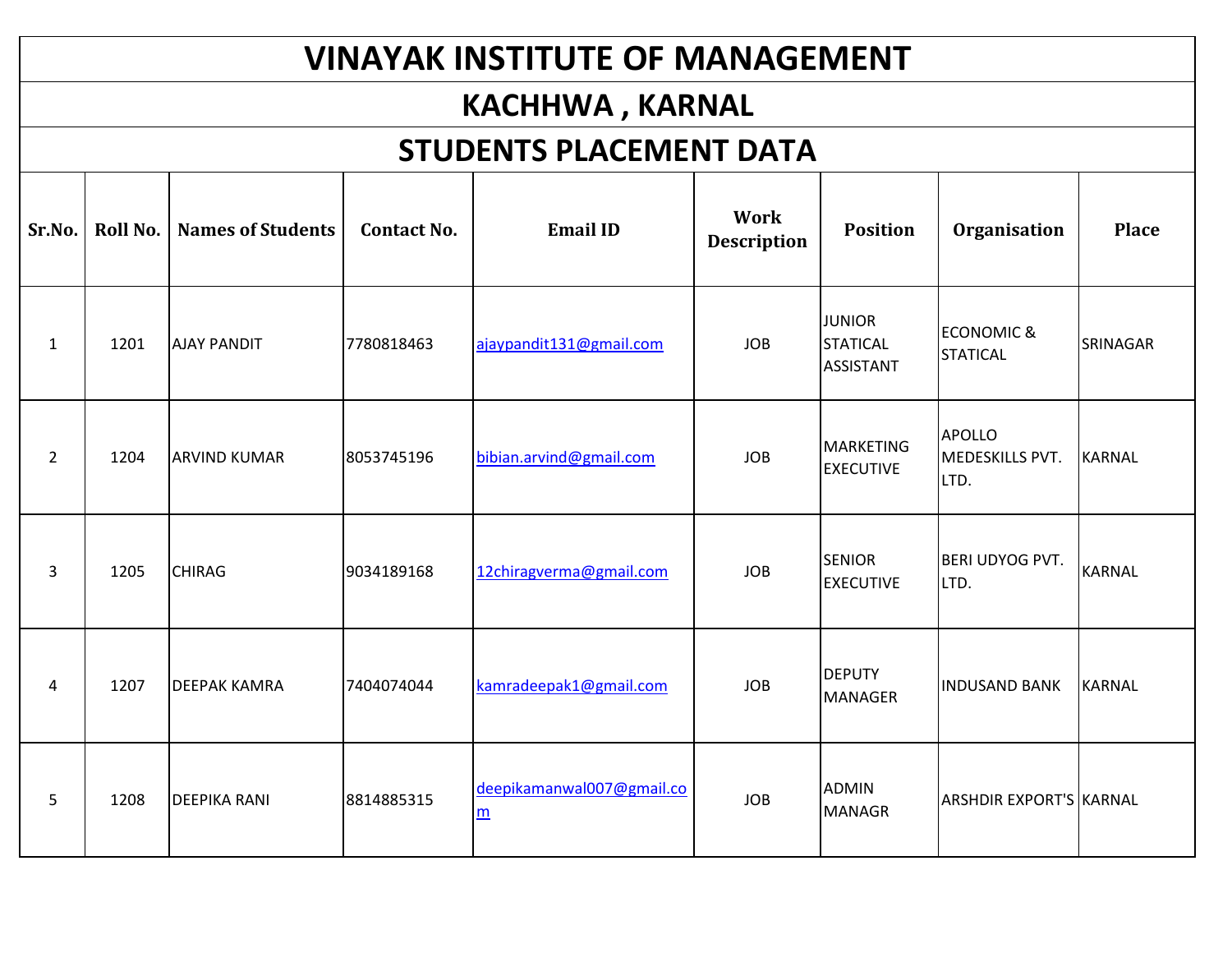# VINAYAK INSTITUTE OF MANAGEMENT

## KACHHWA , KARNAL

## STUDENTS PLACEMENT DATA

| Sr.No. | Roll No. | Names of Students | Contact No. | Email ID | Work Description | Position | Organisation | Place |
|---|---|---|---|---|---|---|---|---|
| 1 | 1201 | AJAY PANDIT | 7780818463 | ajaypandit131@gmail.com | JOB | JUNIOR STATICAL ASSISTANT | ECONOMIC & STATICAL | SRINAGAR |
| 2 | 1204 | ARVIND KUMAR | 8053745196 | bibian.arvind@gmail.com | JOB | MARKETING EXECUTIVE | APOLLO MEDESKILLS PVT. LTD. | KARNAL |
| 3 | 1205 | CHIRAG | 9034189168 | 12chiragverma@gmail.com | JOB | SENIOR EXECUTIVE | BERI UDYOG PVT. LTD. | KARNAL |
| 4 | 1207 | DEEPAK KAMRA | 7404074044 | kamradeepak1@gmail.com | JOB | DEPUTY MANAGER | INDUSAND BANK | KARNAL |
| 5 | 1208 | DEEPIKA RANI | 8814885315 | deepikamanwal007@gmail.com | JOB | ADMIN MANAGR | ARSHDIR EXPORT'S | KARNAL |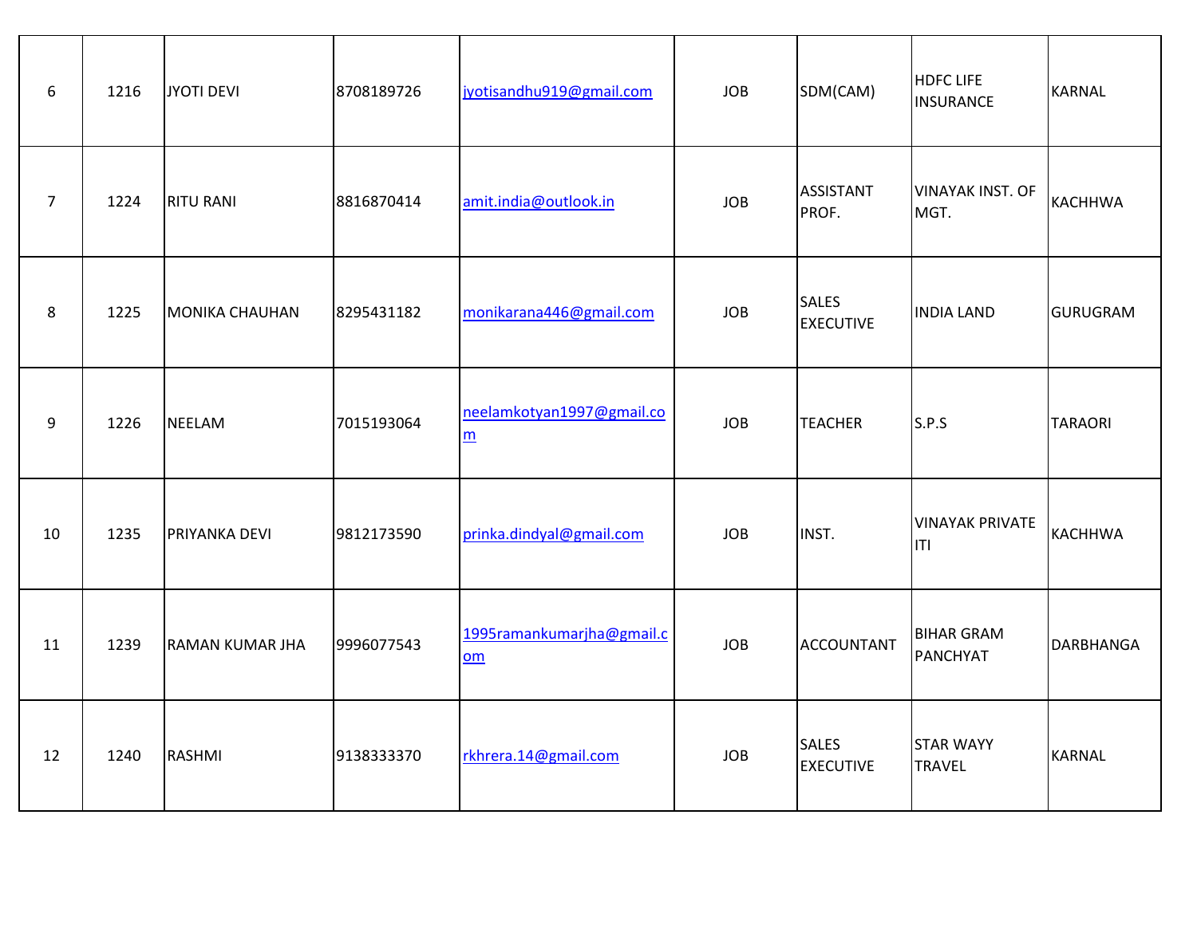| | | | | | | | | |
|---|---|---|---|---|---|---|---|---|
| 6 | 1216 | JYOTI DEVI | 8708189726 | jyotisandhu919@gmail.com | JOB | SDM(CAM) | HDFC LIFE INSURANCE | KARNAL |
| 7 | 1224 | RITU RANI | 8816870414 | amit.india@outlook.in | JOB | ASSISTANT PROF. | VINAYAK INST. OF MGT. | KACHHWA |
| 8 | 1225 | MONIKA CHAUHAN | 8295431182 | monikarana446@gmail.com | JOB | SALES EXECUTIVE | INDIA LAND | GURUGRAM |
| 9 | 1226 | NEELAM | 7015193064 | neelamkotyan1997@gmail.com | JOB | TEACHER | S.P.S | TARAORI |
| 10 | 1235 | PRIYANKA DEVI | 9812173590 | prinka.dindyal@gmail.com | JOB | INST. | VINAYAK PRIVATE ITI | KACHHWA |
| 11 | 1239 | RAMAN KUMAR JHA | 9996077543 | 1995ramankumarjha@gmail.com | JOB | ACCOUNTANT | BIHAR GRAM PANCHYAT | DARBHANGA |
| 12 | 1240 | RASHMI | 9138333370 | rkhrera.14@gmail.com | JOB | SALES EXECUTIVE | STAR WAYY TRAVEL | KARNAL |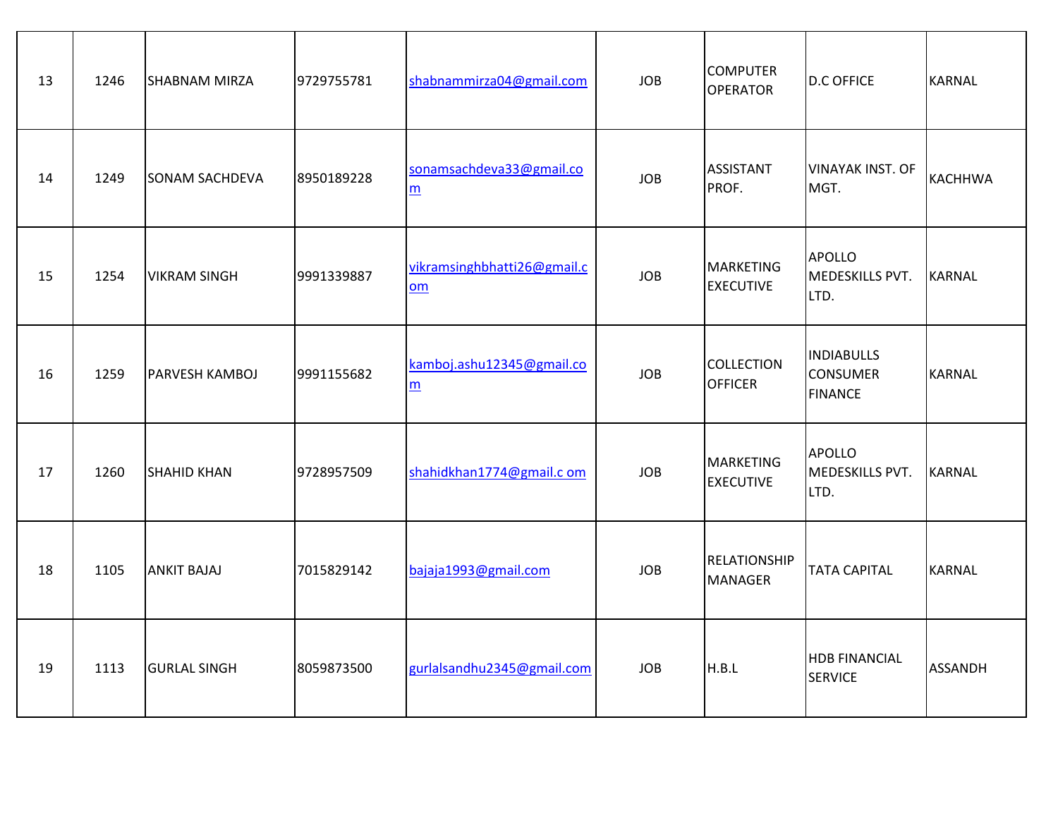| | | | | | | | | |
|---|---|---|---|---|---|---|---|---|
| 13 | 1246 | SHABNAM MIRZA | 9729755781 | shabnammirza04@gmail.com | JOB | COMPUTER OPERATOR | D.C OFFICE | KARNAL |
| 14 | 1249 | SONAM SACHDEVA | 8950189228 | sonamsachdeva33@gmail.com | JOB | ASSISTANT PROF. | VINAYAK INST. OF MGT. | KACHHWA |
| 15 | 1254 | VIKRAM SINGH | 9991339887 | vikramsinghbhatti26@gmail.com | JOB | MARKETING EXECUTIVE | APOLLO MEDESKILLS PVT. LTD. | KARNAL |
| 16 | 1259 | PARVESH KAMBOJ | 9991155682 | kamboj.ashu12345@gmail.com | JOB | COLLECTION OFFICER | INDIABULLS CONSUMER FINANCE | KARNAL |
| 17 | 1260 | SHAHID KHAN | 9728957509 | shahidkhan1774@gmail.c om | JOB | MARKETING EXECUTIVE | APOLLO MEDESKILLS PVT. LTD. | KARNAL |
| 18 | 1105 | ANKIT BAJAJ | 7015829142 | bajaja1993@gmail.com | JOB | RELATIONSHIP MANAGER | TATA CAPITAL | KARNAL |
| 19 | 1113 | GURLAL SINGH | 8059873500 | gurlalsandhu2345@gmail.com | JOB | H.B.L | HDB FINANCIAL SERVICE | ASSANDH |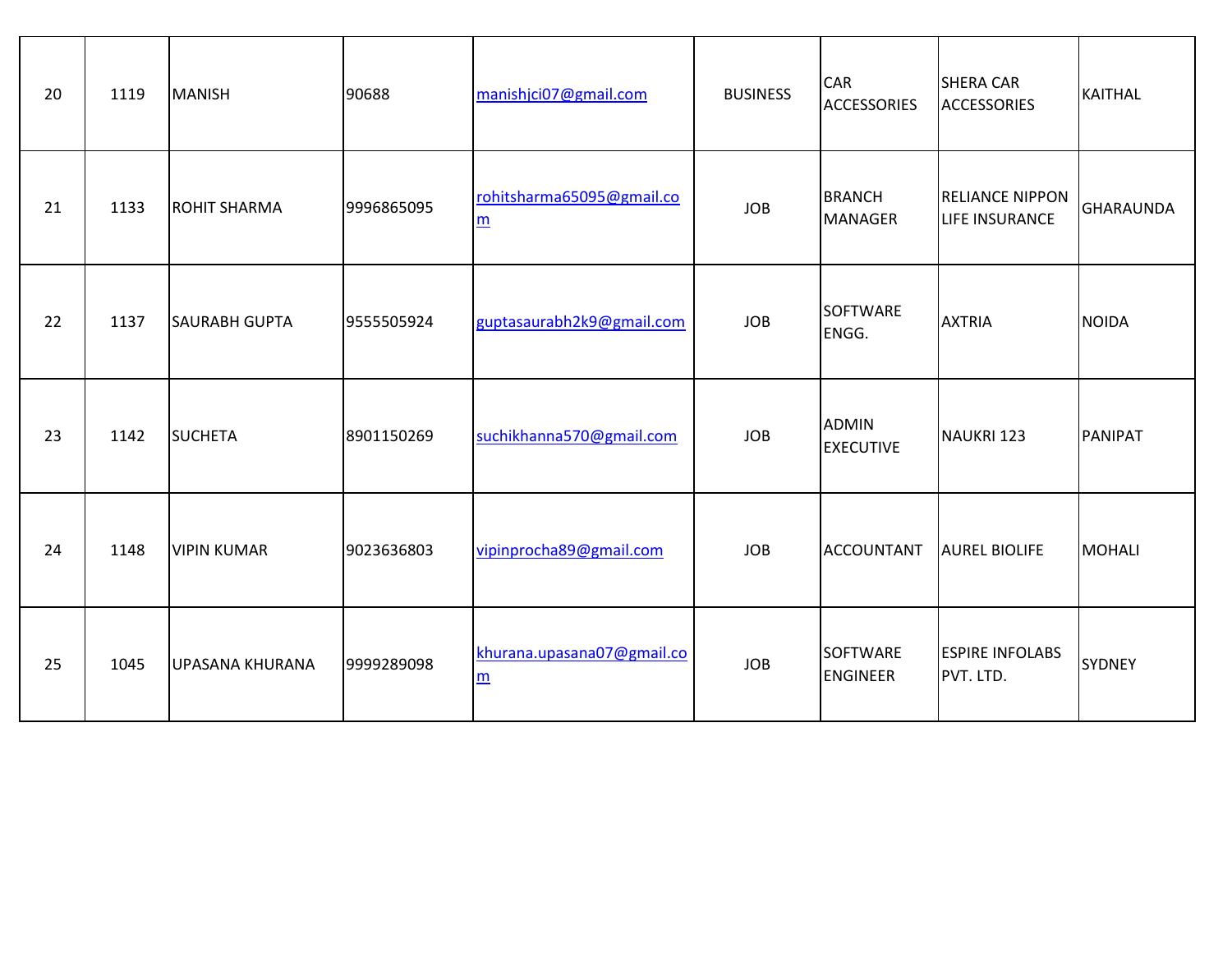| | | | | | | | | |
|---|---|---|---|---|---|---|---|---|
| 20 | 1119 | MANISH | 90688 | manishjci07@gmail.com | BUSINESS | CAR ACCESSORIES | SHERA CAR ACCESSORIES | KAITHAL |
| 21 | 1133 | ROHIT SHARMA | 9996865095 | rohitsharma65095@gmail.com | JOB | BRANCH MANAGER | RELIANCE NIPPON LIFE INSURANCE | GHARAUNDA |
| 22 | 1137 | SAURABH GUPTA | 9555505924 | guptasaurabh2k9@gmail.com | JOB | SOFTWARE ENGG. | AXTRIA | NOIDA |
| 23 | 1142 | SUCHETA | 8901150269 | suchikhanna570@gmail.com | JOB | ADMIN EXECUTIVE | NAUKRI 123 | PANIPAT |
| 24 | 1148 | VIPIN KUMAR | 9023636803 | vipinprocha89@gmail.com | JOB | ACCOUNTANT | AUREL BIOLIFE | MOHALI |
| 25 | 1045 | UPASANA KHURANA | 9999289098 | khurana.upasana07@gmail.com | JOB | SOFTWARE ENGINEER | ESPIRE INFOLABS PVT. LTD. | SYDNEY |